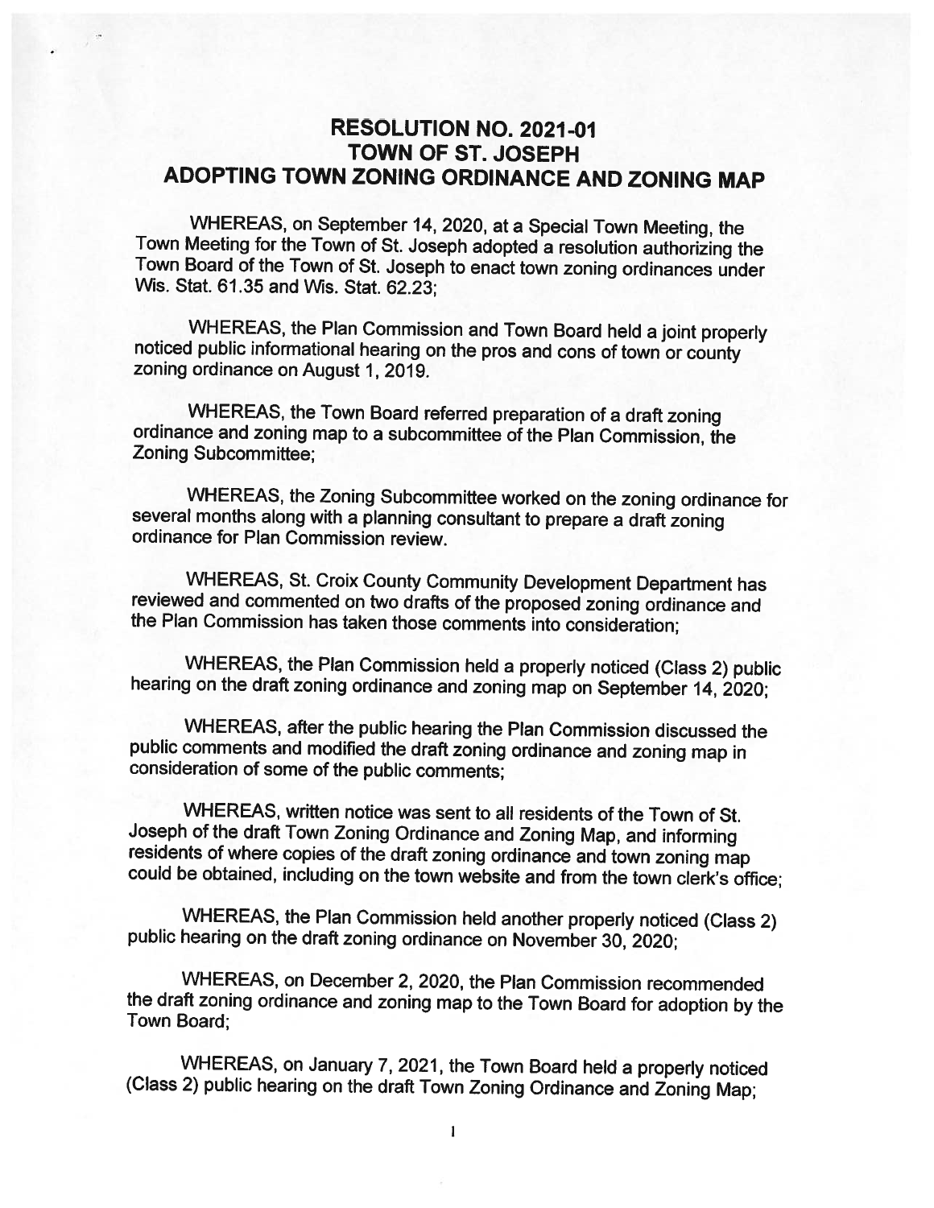# RESOLUTION NO. 2021-01
# TOWN OF ST. JOSEPH
# ADOPTING TOWN ZONING ORDINANCE AND ZONING MAP

WHEREAS, on September 14, 2020, at a Special Town Meeting, the Town Meeting for the Town of St. Joseph adopted a resolution authorizing the Town Board of the Town of St. Joseph to enact town zoning ordinances under Wis. Stat. 61.35 and Wis. Stat. 62.23;

WHEREAS, the Plan Commission and Town Board held a joint properly noticed public informational hearing on the pros and cons of town or county zoning ordinance on August 1, 2019.

WHEREAS, the Town Board referred preparation of a draft zoning ordinance and zoning map to a subcommittee of the Plan Commission, the Zoning Subcommittee;

WHEREAS, the Zoning Subcommittee worked on the zoning ordinance for several months along with a planning consultant to prepare a draft zoning ordinance for Plan Commission review.

WHEREAS, St. Croix County Community Development Department has reviewed and commented on two drafts of the proposed zoning ordinance and the Plan Commission has taken those comments into consideration;

WHEREAS, the Plan Commission held a properly noticed (Class 2) public hearing on the draft zoning ordinance and zoning map on September 14, 2020;

WHEREAS, after the public hearing the Plan Commission discussed the public comments and modified the draft zoning ordinance and zoning map in consideration of some of the public comments;

WHEREAS, written notice was sent to all residents of the Town of St. Joseph of the draft Town Zoning Ordinance and Zoning Map, and informing residents of where copies of the draft zoning ordinance and town zoning map could be obtained, including on the town website and from the town clerk's office;

WHEREAS, the Plan Commission held another properly noticed (Class 2) public hearing on the draft zoning ordinance on November 30, 2020;

WHEREAS, on December 2, 2020, the Plan Commission recommended the draft zoning ordinance and zoning map to the Town Board for adoption by the Town Board;

WHEREAS, on January 7, 2021, the Town Board held a properly noticed (Class 2) public hearing on the draft Town Zoning Ordinance and Zoning Map;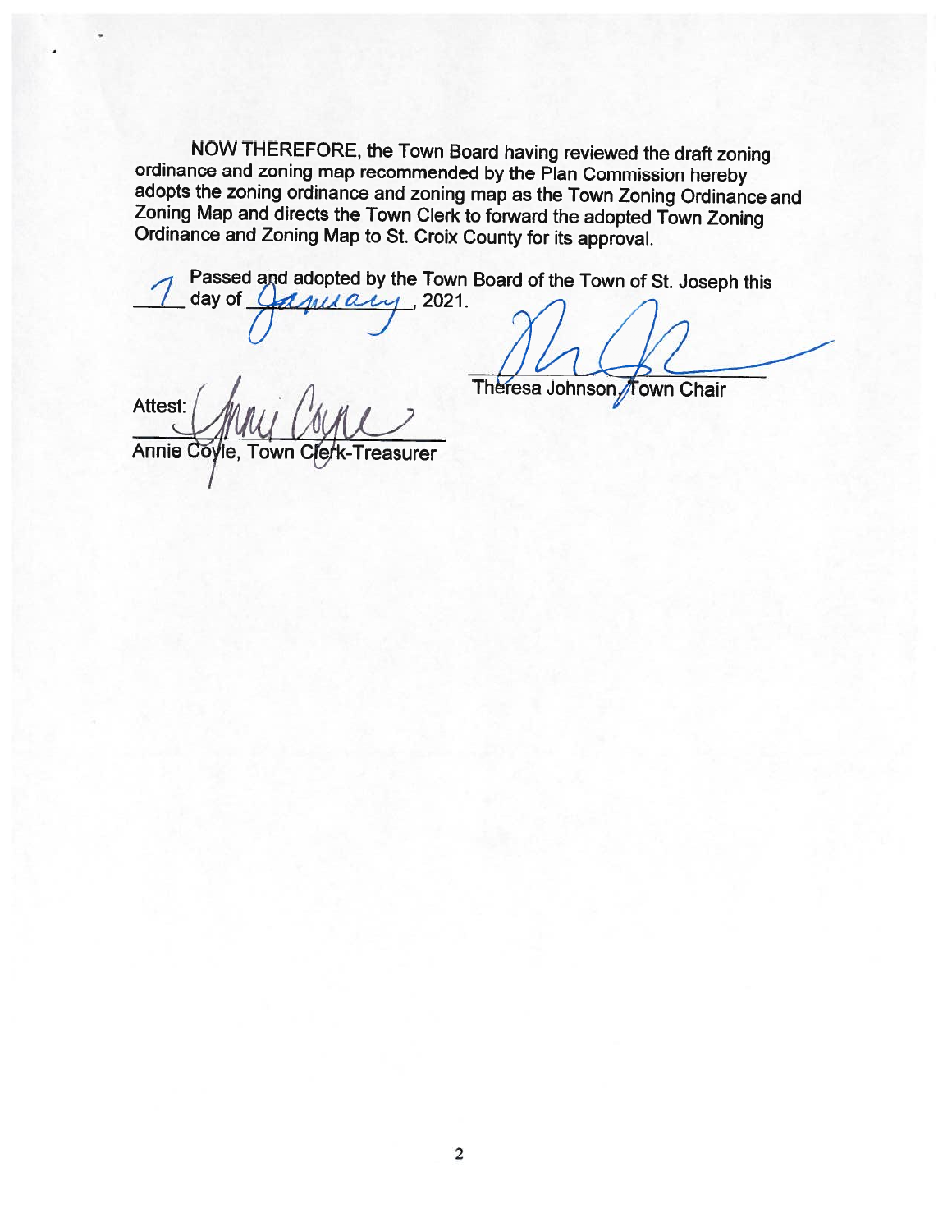NOW THEREFORE, the Town Board having reviewed the draft zoning ordinance and zoning map recommended by the Plan Commission hereby adopts the zoning ordinance and zoning map as the Town Zoning Ordinance and Zoning Map and directs the Town Clerk to forward the adopted Town Zoning Ordinance and Zoning Map to St. Croix County for its approval.

Passed and adopted by the Town Board of the Town of St. Joseph this 7 day of January, 2021.

Theresa Johnson, Town Chair

Attest:

Annie Coyle, Town Clerk-Treasurer